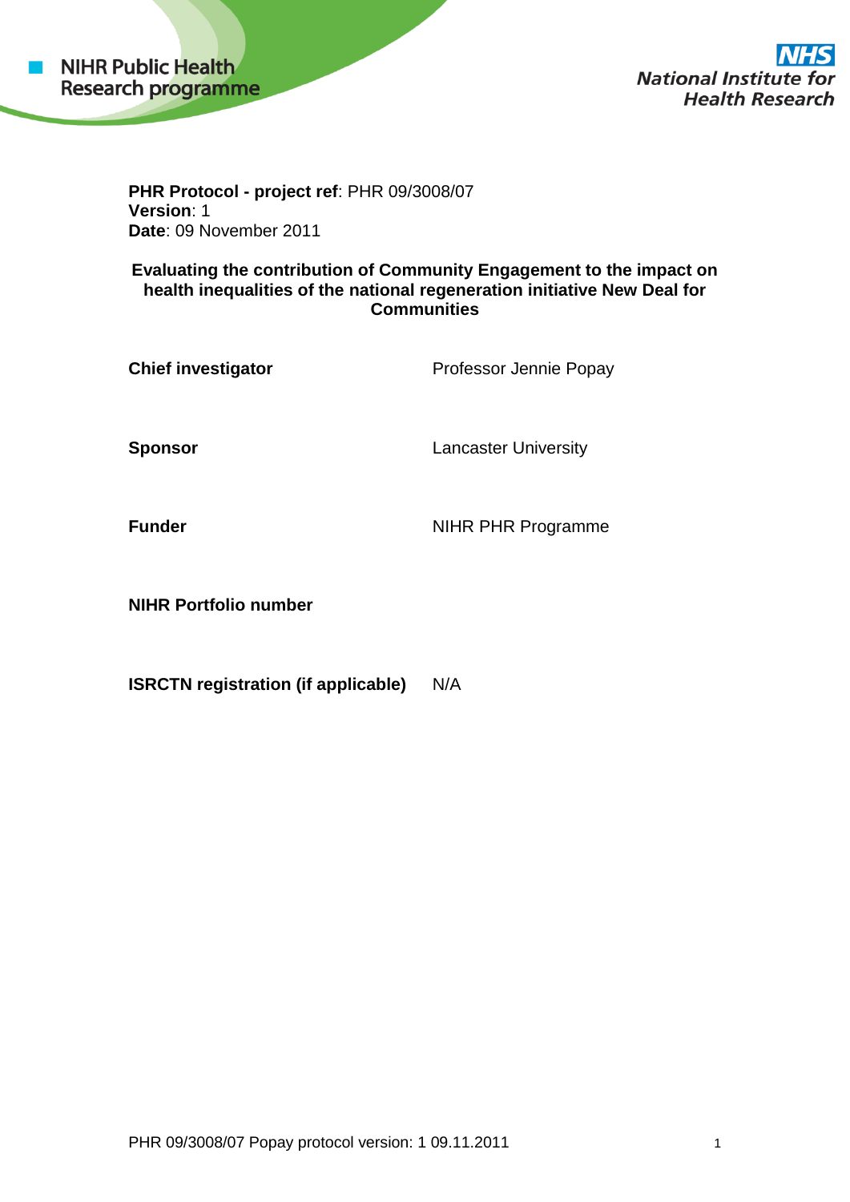NIHR Public Health Research programme

NHS National Institute for Health Research

**PHR Protocol - project ref**: PHR 09/3008/07
**Version**: 1
**Date**: 09 November 2011

# Evaluating the contribution of Community Engagement to the impact on health inequalities of the national regeneration initiative New Deal for Communities

| | |
|---|---|
| **Chief investigator** | Professor Jennie Popay |
| **Sponsor** | Lancaster University |
| **Funder** | NIHR PHR Programme |
| **NIHR Portfolio number** | |
| **ISRCTN registration (if applicable)** | N/A |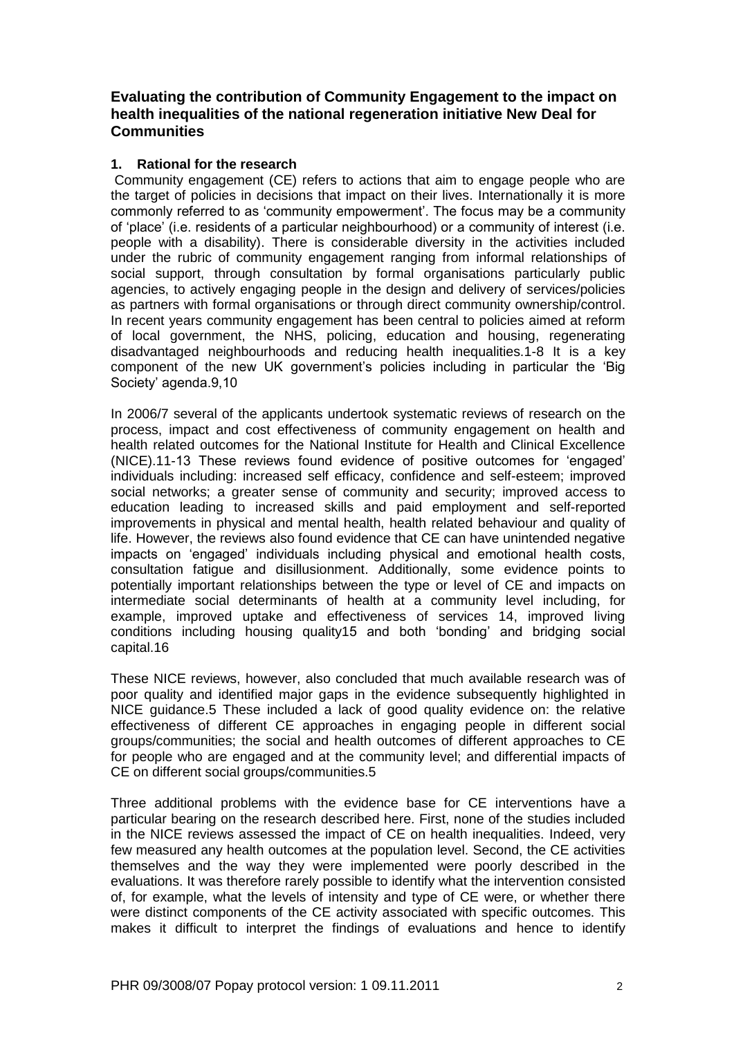## Evaluating the contribution of Community Engagement to the impact on health inequalities of the national regeneration initiative New Deal for Communities

### 1. Rational for the research

Community engagement (CE) refers to actions that aim to engage people who are the target of policies in decisions that impact on their lives. Internationally it is more commonly referred to as 'community empowerment'. The focus may be a community of 'place' (i.e. residents of a particular neighbourhood) or a community of interest (i.e. people with a disability). There is considerable diversity in the activities included under the rubric of community engagement ranging from informal relationships of social support, through consultation by formal organisations particularly public agencies, to actively engaging people in the design and delivery of services/policies as partners with formal organisations or through direct community ownership/control. In recent years community engagement has been central to policies aimed at reform of local government, the NHS, policing, education and housing, regenerating disadvantaged neighbourhoods and reducing health inequalities.[1-8] It is a key component of the new UK government's policies including in particular the 'Big Society' agenda.[9,10]

In 2006/7 several of the applicants undertook systematic reviews of research on the process, impact and cost effectiveness of community engagement on health and health related outcomes for the National Institute for Health and Clinical Excellence (NICE).[11-13] These reviews found evidence of positive outcomes for 'engaged' individuals including: increased self efficacy, confidence and self-esteem; improved social networks; a greater sense of community and security; improved access to education leading to increased skills and paid employment and self-reported improvements in physical and mental health, health related behaviour and quality of life. However, the reviews also found evidence that CE can have unintended negative impacts on 'engaged' individuals including physical and emotional health costs, consultation fatigue and disillusionment. Additionally, some evidence points to potentially important relationships between the type or level of CE and impacts on intermediate social determinants of health at a community level including, for example, improved uptake and effectiveness of services [14], improved living conditions including housing quality[15] and both 'bonding' and bridging social capital.[16]

These NICE reviews, however, also concluded that much available research was of poor quality and identified major gaps in the evidence subsequently highlighted in NICE guidance.[5] These included a lack of good quality evidence on: the relative effectiveness of different CE approaches in engaging people in different social groups/communities; the social and health outcomes of different approaches to CE for people who are engaged and at the community level; and differential impacts of CE on different social groups/communities.[5]

Three additional problems with the evidence base for CE interventions have a particular bearing on the research described here. First, none of the studies included in the NICE reviews assessed the impact of CE on health inequalities. Indeed, very few measured any health outcomes at the population level. Second, the CE activities themselves and the way they were implemented were poorly described in the evaluations. It was therefore rarely possible to identify what the intervention consisted of, for example, what the levels of intensity and type of CE were, or whether there were distinct components of the CE activity associated with specific outcomes. This makes it difficult to interpret the findings of evaluations and hence to identify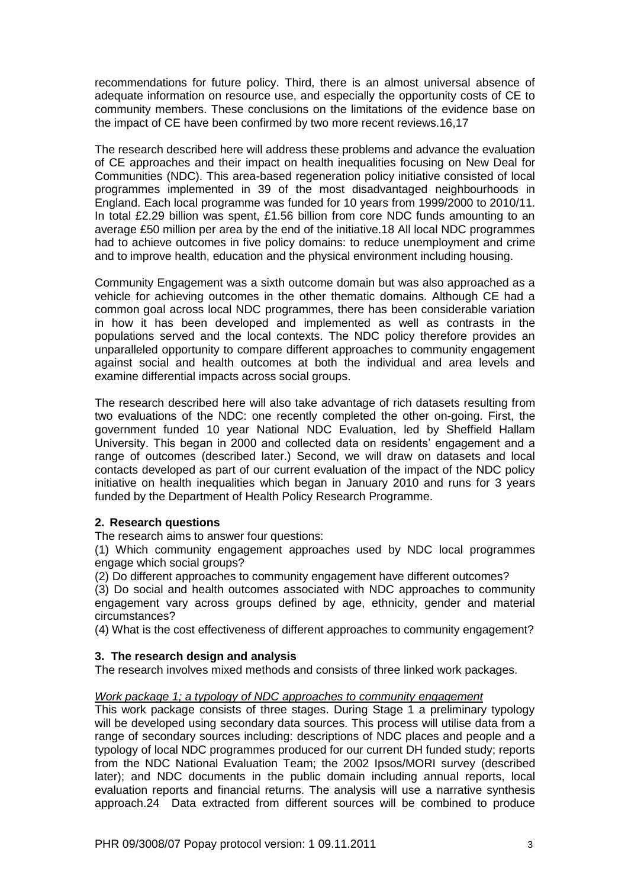recommendations for future policy. Third, there is an almost universal absence of adequate information on resource use, and especially the opportunity costs of CE to community members. These conclusions on the limitations of the evidence base on the impact of CE have been confirmed by two more recent reviews.16,17

The research described here will address these problems and advance the evaluation of CE approaches and their impact on health inequalities focusing on New Deal for Communities (NDC). This area-based regeneration policy initiative consisted of local programmes implemented in 39 of the most disadvantaged neighbourhoods in England. Each local programme was funded for 10 years from 1999/2000 to 2010/11. In total £2.29 billion was spent, £1.56 billion from core NDC funds amounting to an average £50 million per area by the end of the initiative.18 All local NDC programmes had to achieve outcomes in five policy domains: to reduce unemployment and crime and to improve health, education and the physical environment including housing.

Community Engagement was a sixth outcome domain but was also approached as a vehicle for achieving outcomes in the other thematic domains. Although CE had a common goal across local NDC programmes, there has been considerable variation in how it has been developed and implemented as well as contrasts in the populations served and the local contexts. The NDC policy therefore provides an unparalleled opportunity to compare different approaches to community engagement against social and health outcomes at both the individual and area levels and examine differential impacts across social groups.

The research described here will also take advantage of rich datasets resulting from two evaluations of the NDC: one recently completed the other on-going. First, the government funded 10 year National NDC Evaluation, led by Sheffield Hallam University. This began in 2000 and collected data on residents' engagement and a range of outcomes (described later.) Second, we will draw on datasets and local contacts developed as part of our current evaluation of the impact of the NDC policy initiative on health inequalities which began in January 2010 and runs for 3 years funded by the Department of Health Policy Research Programme.

## 2. Research questions

The research aims to answer four questions:

(1) Which community engagement approaches used by NDC local programmes engage which social groups?

(2) Do different approaches to community engagement have different outcomes?

(3) Do social and health outcomes associated with NDC approaches to community engagement vary across groups defined by age, ethnicity, gender and material circumstances?

(4) What is the cost effectiveness of different approaches to community engagement?

## 3. The research design and analysis

The research involves mixed methods and consists of three linked work packages.

*Work package 1; a typology of NDC approaches to community engagement*

This work package consists of three stages. During Stage 1 a preliminary typology will be developed using secondary data sources. This process will utilise data from a range of secondary sources including: descriptions of NDC places and people and a typology of local NDC programmes produced for our current DH funded study; reports from the NDC National Evaluation Team; the 2002 Ipsos/MORI survey (described later); and NDC documents in the public domain including annual reports, local evaluation reports and financial returns. The analysis will use a narrative synthesis approach.24 Data extracted from different sources will be combined to produce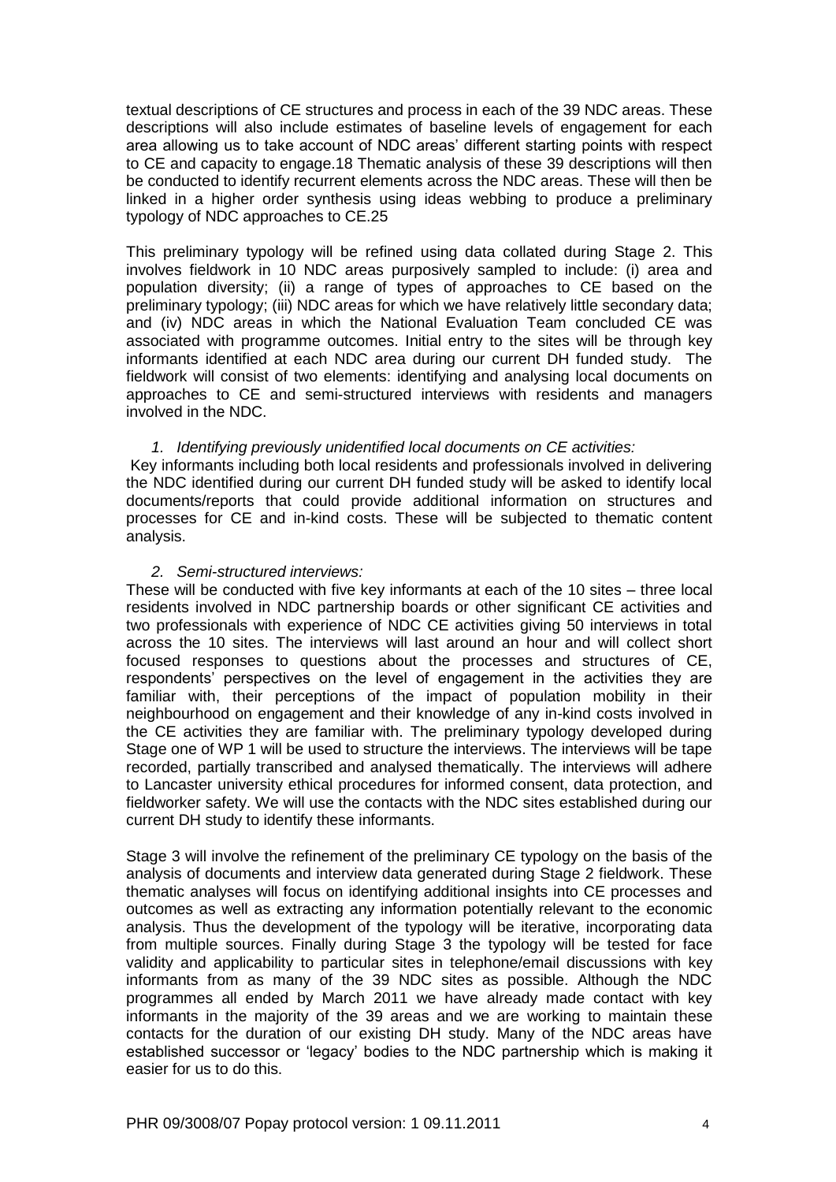textual descriptions of CE structures and process in each of the 39 NDC areas. These descriptions will also include estimates of baseline levels of engagement for each area allowing us to take account of NDC areas' different starting points with respect to CE and capacity to engage.18 Thematic analysis of these 39 descriptions will then be conducted to identify recurrent elements across the NDC areas. These will then be linked in a higher order synthesis using ideas webbing to produce a preliminary typology of NDC approaches to CE.25

This preliminary typology will be refined using data collated during Stage 2. This involves fieldwork in 10 NDC areas purposively sampled to include: (i) area and population diversity; (ii) a range of types of approaches to CE based on the preliminary typology; (iii) NDC areas for which we have relatively little secondary data; and (iv) NDC areas in which the National Evaluation Team concluded CE was associated with programme outcomes. Initial entry to the sites will be through key informants identified at each NDC area during our current DH funded study. The fieldwork will consist of two elements: identifying and analysing local documents on approaches to CE and semi-structured interviews with residents and managers involved in the NDC.

1. *Identifying previously unidentified local documents on CE activities:*

Key informants including both local residents and professionals involved in delivering the NDC identified during our current DH funded study will be asked to identify local documents/reports that could provide additional information on structures and processes for CE and in-kind costs. These will be subjected to thematic content analysis.

2. *Semi-structured interviews:*

These will be conducted with five key informants at each of the 10 sites – three local residents involved in NDC partnership boards or other significant CE activities and two professionals with experience of NDC CE activities giving 50 interviews in total across the 10 sites. The interviews will last around an hour and will collect short focused responses to questions about the processes and structures of CE, respondents' perspectives on the level of engagement in the activities they are familiar with, their perceptions of the impact of population mobility in their neighbourhood on engagement and their knowledge of any in-kind costs involved in the CE activities they are familiar with. The preliminary typology developed during Stage one of WP 1 will be used to structure the interviews. The interviews will be tape recorded, partially transcribed and analysed thematically. The interviews will adhere to Lancaster university ethical procedures for informed consent, data protection, and fieldworker safety. We will use the contacts with the NDC sites established during our current DH study to identify these informants.

Stage 3 will involve the refinement of the preliminary CE typology on the basis of the analysis of documents and interview data generated during Stage 2 fieldwork. These thematic analyses will focus on identifying additional insights into CE processes and outcomes as well as extracting any information potentially relevant to the economic analysis. Thus the development of the typology will be iterative, incorporating data from multiple sources. Finally during Stage 3 the typology will be tested for face validity and applicability to particular sites in telephone/email discussions with key informants from as many of the 39 NDC sites as possible. Although the NDC programmes all ended by March 2011 we have already made contact with key informants in the majority of the 39 areas and we are working to maintain these contacts for the duration of our existing DH study. Many of the NDC areas have established successor or 'legacy' bodies to the NDC partnership which is making it easier for us to do this.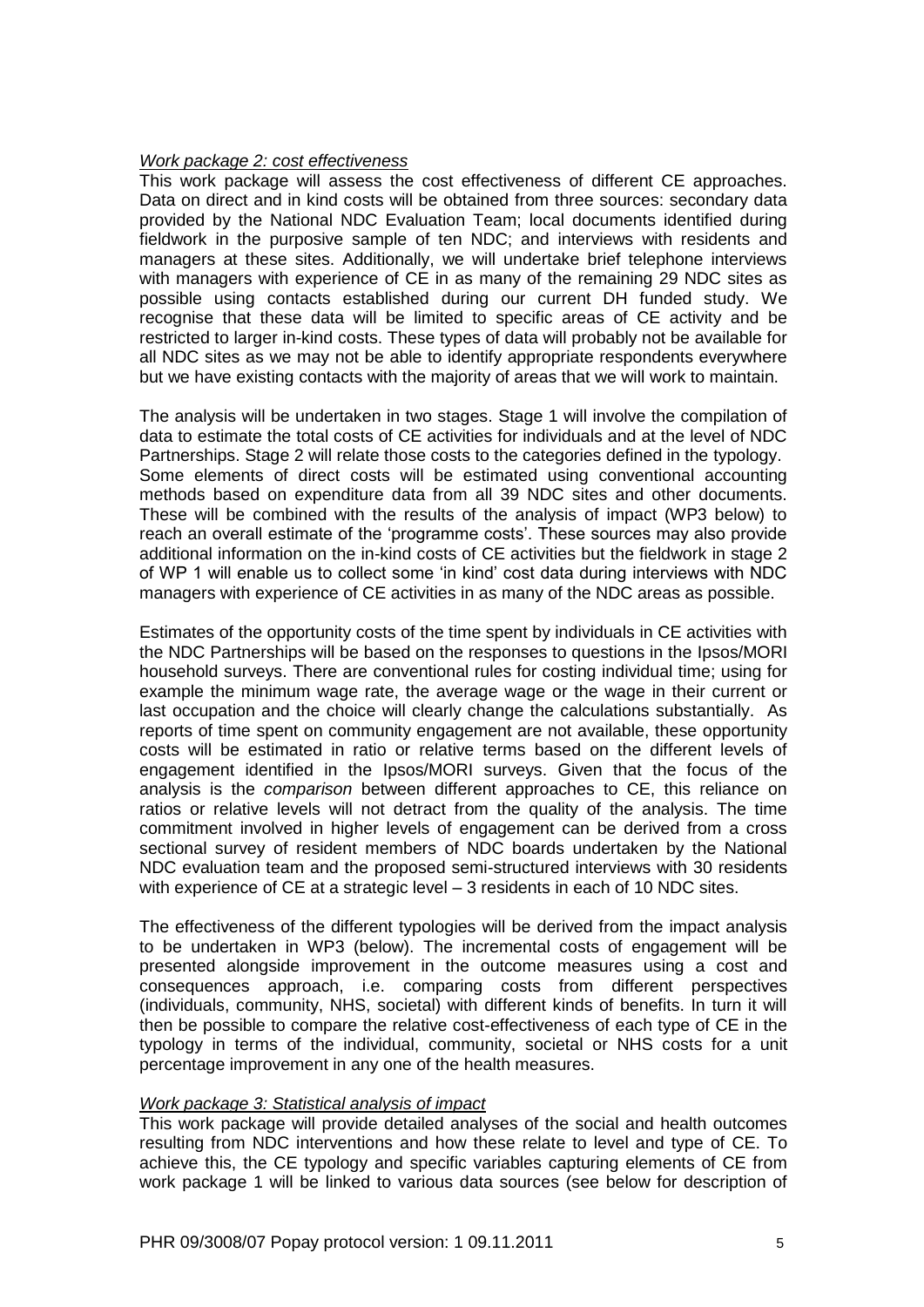*Work package 2: cost effectiveness*

This work package will assess the cost effectiveness of different CE approaches. Data on direct and in kind costs will be obtained from three sources: secondary data provided by the National NDC Evaluation Team; local documents identified during fieldwork in the purposive sample of ten NDC; and interviews with residents and managers at these sites. Additionally, we will undertake brief telephone interviews with managers with experience of CE in as many of the remaining 29 NDC sites as possible using contacts established during our current DH funded study. We recognise that these data will be limited to specific areas of CE activity and be restricted to larger in-kind costs. These types of data will probably not be available for all NDC sites as we may not be able to identify appropriate respondents everywhere but we have existing contacts with the majority of areas that we will work to maintain.

The analysis will be undertaken in two stages. Stage 1 will involve the compilation of data to estimate the total costs of CE activities for individuals and at the level of NDC Partnerships. Stage 2 will relate those costs to the categories defined in the typology. Some elements of direct costs will be estimated using conventional accounting methods based on expenditure data from all 39 NDC sites and other documents. These will be combined with the results of the analysis of impact (WP3 below) to reach an overall estimate of the 'programme costs'. These sources may also provide additional information on the in-kind costs of CE activities but the fieldwork in stage 2 of WP 1 will enable us to collect some 'in kind' cost data during interviews with NDC managers with experience of CE activities in as many of the NDC areas as possible.

Estimates of the opportunity costs of the time spent by individuals in CE activities with the NDC Partnerships will be based on the responses to questions in the Ipsos/MORI household surveys. There are conventional rules for costing individual time; using for example the minimum wage rate, the average wage or the wage in their current or last occupation and the choice will clearly change the calculations substantially. As reports of time spent on community engagement are not available, these opportunity costs will be estimated in ratio or relative terms based on the different levels of engagement identified in the Ipsos/MORI surveys. Given that the focus of the analysis is the *comparison* between different approaches to CE, this reliance on ratios or relative levels will not detract from the quality of the analysis. The time commitment involved in higher levels of engagement can be derived from a cross sectional survey of resident members of NDC boards undertaken by the National NDC evaluation team and the proposed semi-structured interviews with 30 residents with experience of CE at a strategic level – 3 residents in each of 10 NDC sites.

The effectiveness of the different typologies will be derived from the impact analysis to be undertaken in WP3 (below). The incremental costs of engagement will be presented alongside improvement in the outcome measures using a cost and consequences approach, i.e. comparing costs from different perspectives (individuals, community, NHS, societal) with different kinds of benefits. In turn it will then be possible to compare the relative cost-effectiveness of each type of CE in the typology in terms of the individual, community, societal or NHS costs for a unit percentage improvement in any one of the health measures.

*Work package 3: Statistical analysis of impact*

This work package will provide detailed analyses of the social and health outcomes resulting from NDC interventions and how these relate to level and type of CE. To achieve this, the CE typology and specific variables capturing elements of CE from work package 1 will be linked to various data sources (see below for description of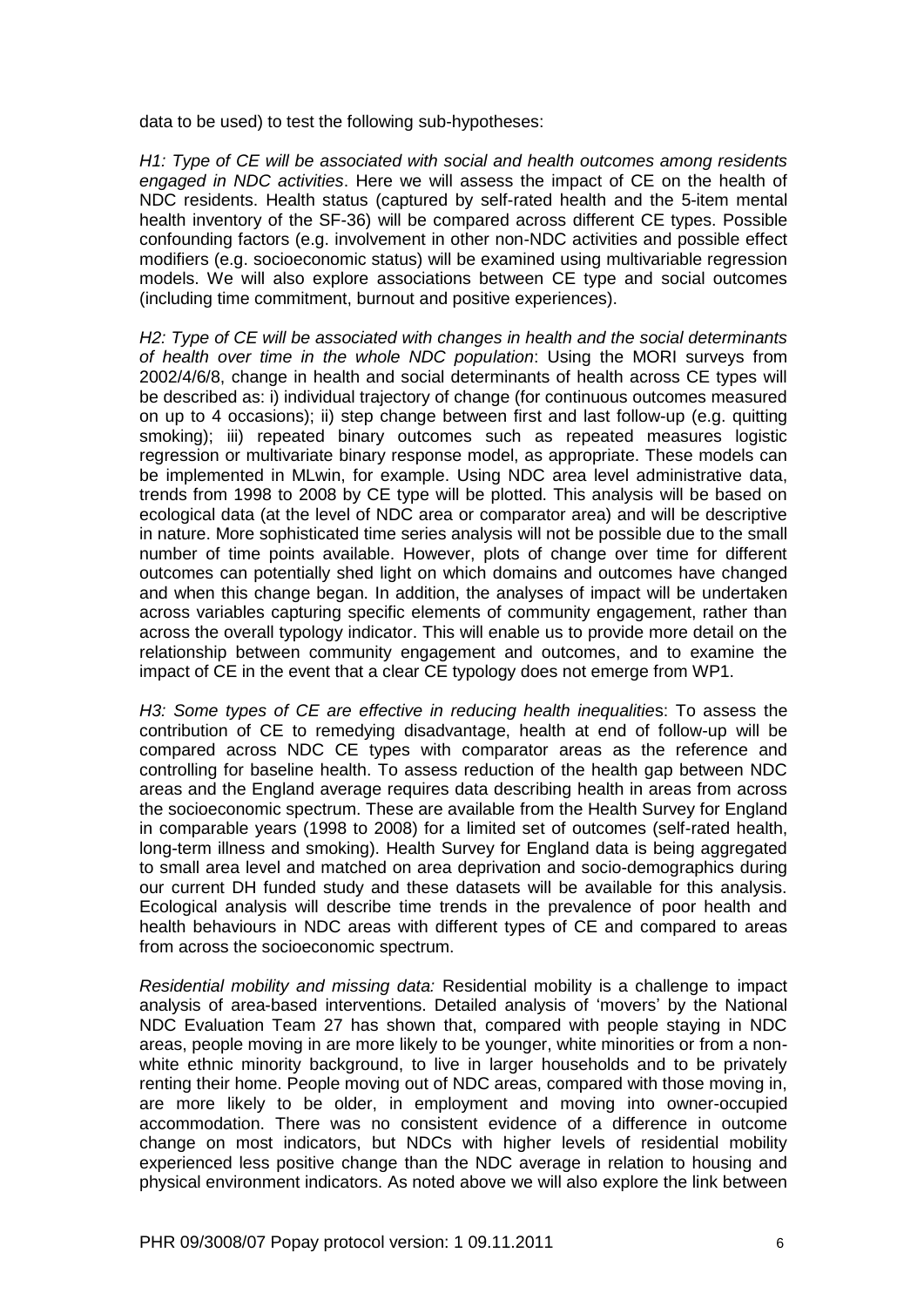data to be used) to test the following sub-hypotheses:

*H1: Type of CE will be associated with social and health outcomes among residents engaged in NDC activities*. Here we will assess the impact of CE on the health of NDC residents. Health status (captured by self-rated health and the 5-item mental health inventory of the SF-36) will be compared across different CE types. Possible confounding factors (e.g. involvement in other non-NDC activities and possible effect modifiers (e.g. socioeconomic status) will be examined using multivariable regression models. We will also explore associations between CE type and social outcomes (including time commitment, burnout and positive experiences).

*H2: Type of CE will be associated with changes in health and the social determinants of health over time in the whole NDC population*: Using the MORI surveys from 2002/4/6/8, change in health and social determinants of health across CE types will be described as: i) individual trajectory of change (for continuous outcomes measured on up to 4 occasions); ii) step change between first and last follow-up (e.g. quitting smoking); iii) repeated binary outcomes such as repeated measures logistic regression or multivariate binary response model, as appropriate. These models can be implemented in MLwin, for example. Using NDC area level administrative data, trends from 1998 to 2008 by CE type will be plotted. This analysis will be based on ecological data (at the level of NDC area or comparator area) and will be descriptive in nature. More sophisticated time series analysis will not be possible due to the small number of time points available. However, plots of change over time for different outcomes can potentially shed light on which domains and outcomes have changed and when this change began. In addition, the analyses of impact will be undertaken across variables capturing specific elements of community engagement, rather than across the overall typology indicator. This will enable us to provide more detail on the relationship between community engagement and outcomes, and to examine the impact of CE in the event that a clear CE typology does not emerge from WP1.

*H3: Some types of CE are effective in reducing health inequalities*: To assess the contribution of CE to remedying disadvantage, health at end of follow-up will be compared across NDC CE types with comparator areas as the reference and controlling for baseline health. To assess reduction of the health gap between NDC areas and the England average requires data describing health in areas from across the socioeconomic spectrum. These are available from the Health Survey for England in comparable years (1998 to 2008) for a limited set of outcomes (self-rated health, long-term illness and smoking). Health Survey for England data is being aggregated to small area level and matched on area deprivation and socio-demographics during our current DH funded study and these datasets will be available for this analysis. Ecological analysis will describe time trends in the prevalence of poor health and health behaviours in NDC areas with different types of CE and compared to areas from across the socioeconomic spectrum.

*Residential mobility and missing data:* Residential mobility is a challenge to impact analysis of area-based interventions. Detailed analysis of 'movers' by the National NDC Evaluation Team 27 has shown that, compared with people staying in NDC areas, people moving in are more likely to be younger, white minorities or from a non-white ethnic minority background, to live in larger households and to be privately renting their home. People moving out of NDC areas, compared with those moving in, are more likely to be older, in employment and moving into owner-occupied accommodation. There was no consistent evidence of a difference in outcome change on most indicators, but NDCs with higher levels of residential mobility experienced less positive change than the NDC average in relation to housing and physical environment indicators. As noted above we will also explore the link between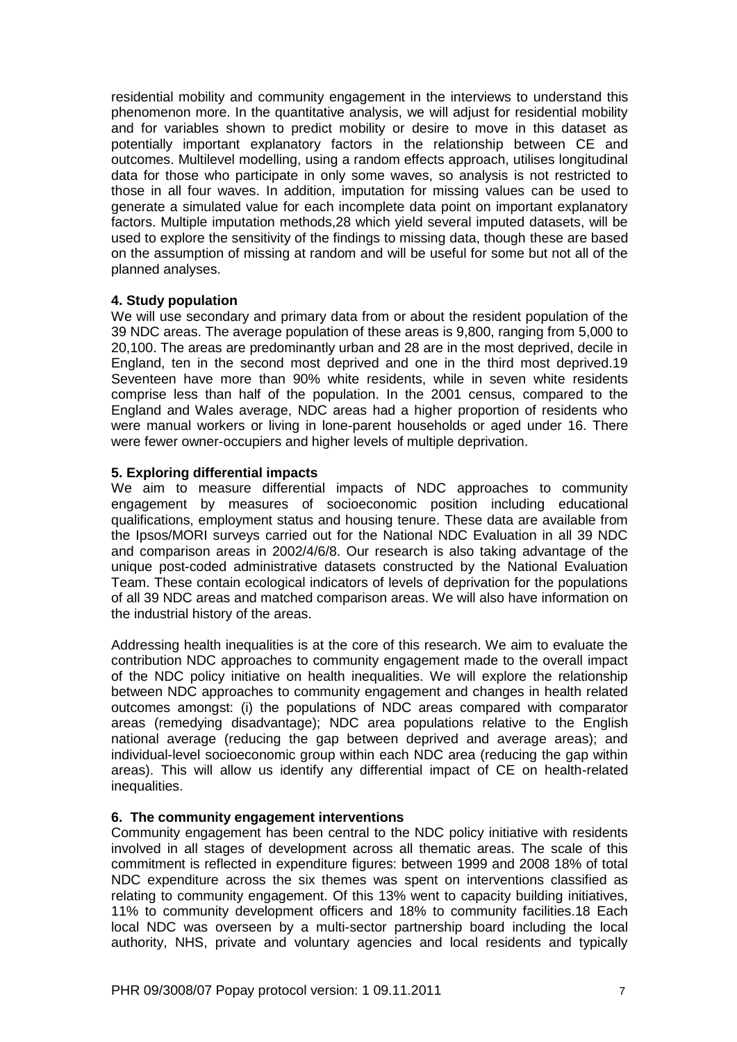residential mobility and community engagement in the interviews to understand this phenomenon more. In the quantitative analysis, we will adjust for residential mobility and for variables shown to predict mobility or desire to move in this dataset as potentially important explanatory factors in the relationship between CE and outcomes. Multilevel modelling, using a random effects approach, utilises longitudinal data for those who participate in only some waves, so analysis is not restricted to those in all four waves. In addition, imputation for missing values can be used to generate a simulated value for each incomplete data point on important explanatory factors. Multiple imputation methods,[28] which yield several imputed datasets, will be used to explore the sensitivity of the findings to missing data, though these are based on the assumption of missing at random and will be useful for some but not all of the planned analyses.

## 4. Study population

We will use secondary and primary data from or about the resident population of the 39 NDC areas. The average population of these areas is 9,800, ranging from 5,000 to 20,100. The areas are predominantly urban and 28 are in the most deprived, decile in England, ten in the second most deprived and one in the third most deprived.[19] Seventeen have more than 90% white residents, while in seven white residents comprise less than half of the population. In the 2001 census, compared to the England and Wales average, NDC areas had a higher proportion of residents who were manual workers or living in lone-parent households or aged under 16. There were fewer owner-occupiers and higher levels of multiple deprivation.

## 5. Exploring differential impacts

We aim to measure differential impacts of NDC approaches to community engagement by measures of socioeconomic position including educational qualifications, employment status and housing tenure. These data are available from the Ipsos/MORI surveys carried out for the National NDC Evaluation in all 39 NDC and comparison areas in 2002/4/6/8. Our research is also taking advantage of the unique post-coded administrative datasets constructed by the National Evaluation Team. These contain ecological indicators of levels of deprivation for the populations of all 39 NDC areas and matched comparison areas. We will also have information on the industrial history of the areas.

Addressing health inequalities is at the core of this research. We aim to evaluate the contribution NDC approaches to community engagement made to the overall impact of the NDC policy initiative on health inequalities. We will explore the relationship between NDC approaches to community engagement and changes in health related outcomes amongst: (i) the populations of NDC areas compared with comparator areas (remedying disadvantage); NDC area populations relative to the English national average (reducing the gap between deprived and average areas); and individual-level socioeconomic group within each NDC area (reducing the gap within areas). This will allow us identify any differential impact of CE on health-related inequalities.

## 6. The community engagement interventions

Community engagement has been central to the NDC policy initiative with residents involved in all stages of development across all thematic areas. The scale of this commitment is reflected in expenditure figures: between 1999 and 2008 18% of total NDC expenditure across the six themes was spent on interventions classified as relating to community engagement. Of this 13% went to capacity building initiatives, 11% to community development officers and 18% to community facilities.[18] Each local NDC was overseen by a multi-sector partnership board including the local authority, NHS, private and voluntary agencies and local residents and typically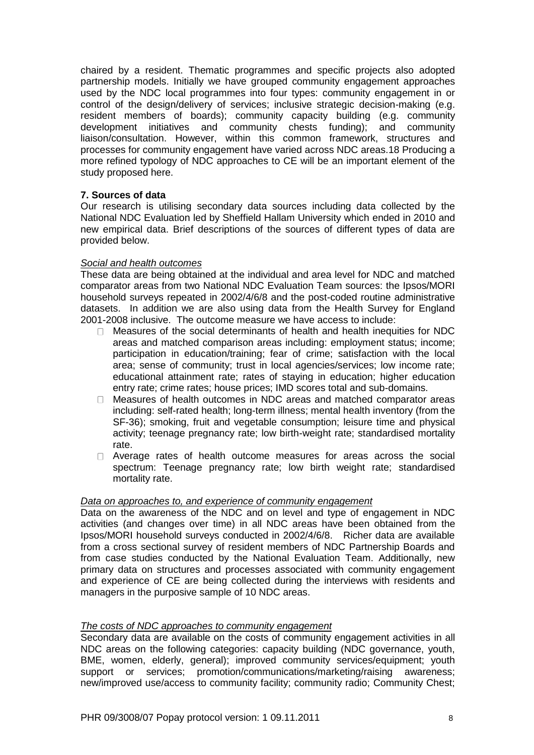chaired by a resident. Thematic programmes and specific projects also adopted partnership models. Initially we have grouped community engagement approaches used by the NDC local programmes into four types: community engagement in or control of the design/delivery of services; inclusive strategic decision-making (e.g. resident members of boards); community capacity building (e.g. community development initiatives and community chests funding); and community liaison/consultation. However, within this common framework, structures and processes for community engagement have varied across NDC areas.18 Producing a more refined typology of NDC approaches to CE will be an important element of the study proposed here.

## 7. Sources of data

Our research is utilising secondary data sources including data collected by the National NDC Evaluation led by Sheffield Hallam University which ended in 2010 and new empirical data. Brief descriptions of the sources of different types of data are provided below.

### *Social and health outcomes*

These data are being obtained at the individual and area level for NDC and matched comparator areas from two National NDC Evaluation Team sources: the Ipsos/MORI household surveys repeated in 2002/4/6/8 and the post-coded routine administrative datasets. In addition we are also using data from the Health Survey for England 2001-2008 inclusive. The outcome measure we have access to include:

- Measures of the social determinants of health and health inequities for NDC areas and matched comparison areas including: employment status; income; participation in education/training; fear of crime; satisfaction with the local area; sense of community; trust in local agencies/services; low income rate; educational attainment rate; rates of staying in education; higher education entry rate; crime rates; house prices; IMD scores total and sub-domains.
- Measures of health outcomes in NDC areas and matched comparator areas including: self-rated health; long-term illness; mental health inventory (from the SF-36); smoking, fruit and vegetable consumption; leisure time and physical activity; teenage pregnancy rate; low birth-weight rate; standardised mortality rate.
- Average rates of health outcome measures for areas across the social spectrum: Teenage pregnancy rate; low birth weight rate; standardised mortality rate.

### *Data on approaches to, and experience of community engagement*

Data on the awareness of the NDC and on level and type of engagement in NDC activities (and changes over time) in all NDC areas have been obtained from the Ipsos/MORI household surveys conducted in 2002/4/6/8. Richer data are available from a cross sectional survey of resident members of NDC Partnership Boards and from case studies conducted by the National Evaluation Team. Additionally, new primary data on structures and processes associated with community engagement and experience of CE are being collected during the interviews with residents and managers in the purposive sample of 10 NDC areas.

### *The costs of NDC approaches to community engagement*

Secondary data are available on the costs of community engagement activities in all NDC areas on the following categories: capacity building (NDC governance, youth, BME, women, elderly, general); improved community services/equipment; youth support or services; promotion/communications/marketing/raising awareness; new/improved use/access to community facility; community radio; Community Chest;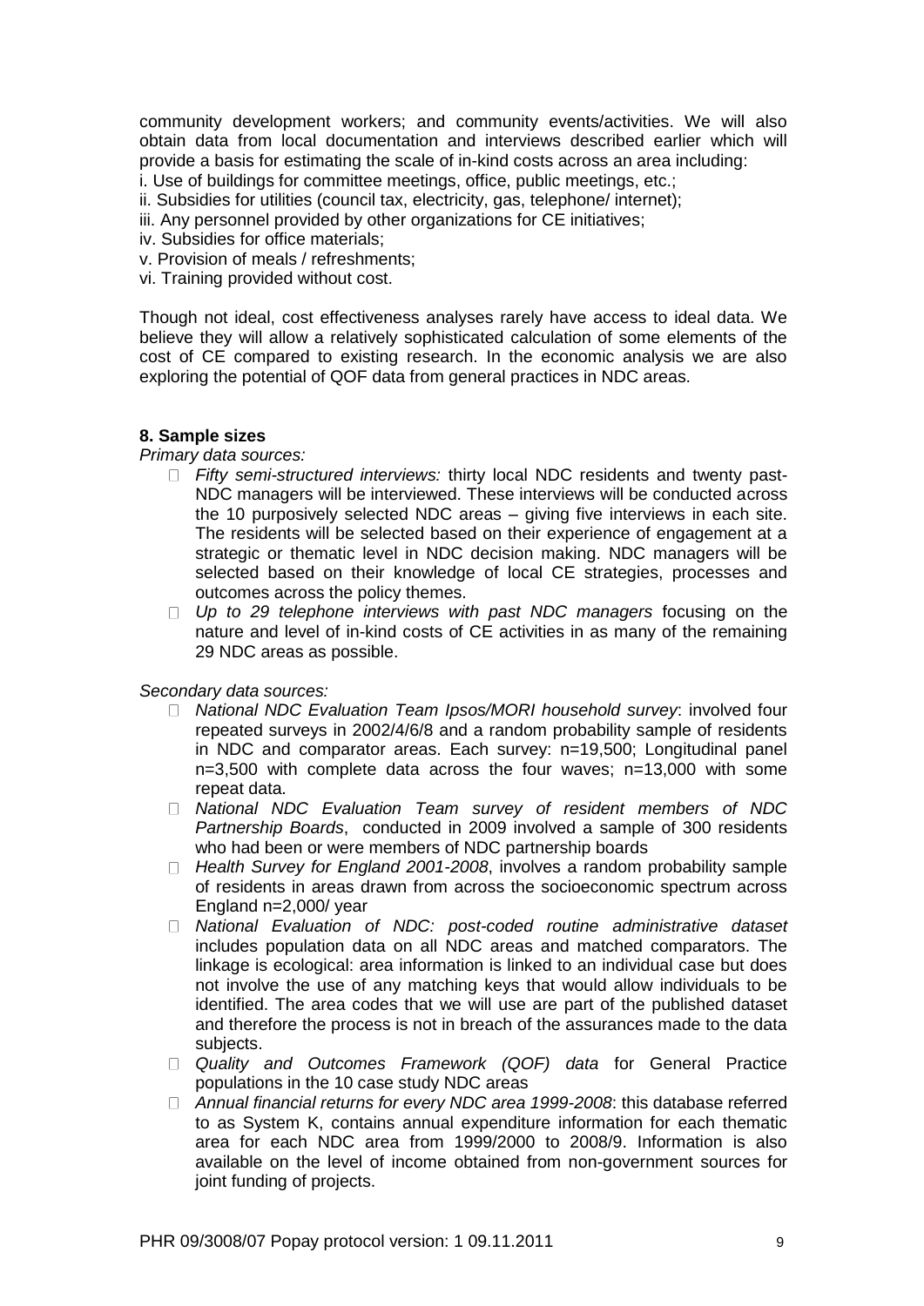community development workers; and community events/activities. We will also obtain data from local documentation and interviews described earlier which will provide a basis for estimating the scale of in-kind costs across an area including:

i. Use of buildings for committee meetings, office, public meetings, etc.;
ii. Subsidies for utilities (council tax, electricity, gas, telephone/ internet);
iii. Any personnel provided by other organizations for CE initiatives;
iv. Subsidies for office materials;
v. Provision of meals / refreshments;
vi. Training provided without cost.

Though not ideal, cost effectiveness analyses rarely have access to ideal data. We believe they will allow a relatively sophisticated calculation of some elements of the cost of CE compared to existing research. In the economic analysis we are also exploring the potential of QOF data from general practices in NDC areas.

**8. Sample sizes**

*Primary data sources:*

- *Fifty semi-structured interviews:* thirty local NDC residents and twenty past-NDC managers will be interviewed. These interviews will be conducted across the 10 purposively selected NDC areas – giving five interviews in each site. The residents will be selected based on their experience of engagement at a strategic or thematic level in NDC decision making. NDC managers will be selected based on their knowledge of local CE strategies, processes and outcomes across the policy themes.
- *Up to 29 telephone interviews with past NDC managers* focusing on the nature and level of in-kind costs of CE activities in as many of the remaining 29 NDC areas as possible.

*Secondary data sources:*

- *National NDC Evaluation Team Ipsos/MORI household survey*: involved four repeated surveys in 2002/4/6/8 and a random probability sample of residents in NDC and comparator areas. Each survey: n=19,500; Longitudinal panel n=3,500 with complete data across the four waves; n=13,000 with some repeat data.
- *National NDC Evaluation Team survey of resident members of NDC Partnership Boards*, conducted in 2009 involved a sample of 300 residents who had been or were members of NDC partnership boards
- *Health Survey for England 2001-2008*, involves a random probability sample of residents in areas drawn from across the socioeconomic spectrum across England n=2,000/ year
- *National Evaluation of NDC: post-coded routine administrative dataset* includes population data on all NDC areas and matched comparators. The linkage is ecological: area information is linked to an individual case but does not involve the use of any matching keys that would allow individuals to be identified. The area codes that we will use are part of the published dataset and therefore the process is not in breach of the assurances made to the data subjects.
- *Quality and Outcomes Framework (QOF) data* for General Practice populations in the 10 case study NDC areas
- *Annual financial returns for every NDC area 1999-2008*: this database referred to as System K, contains annual expenditure information for each thematic area for each NDC area from 1999/2000 to 2008/9. Information is also available on the level of income obtained from non-government sources for joint funding of projects.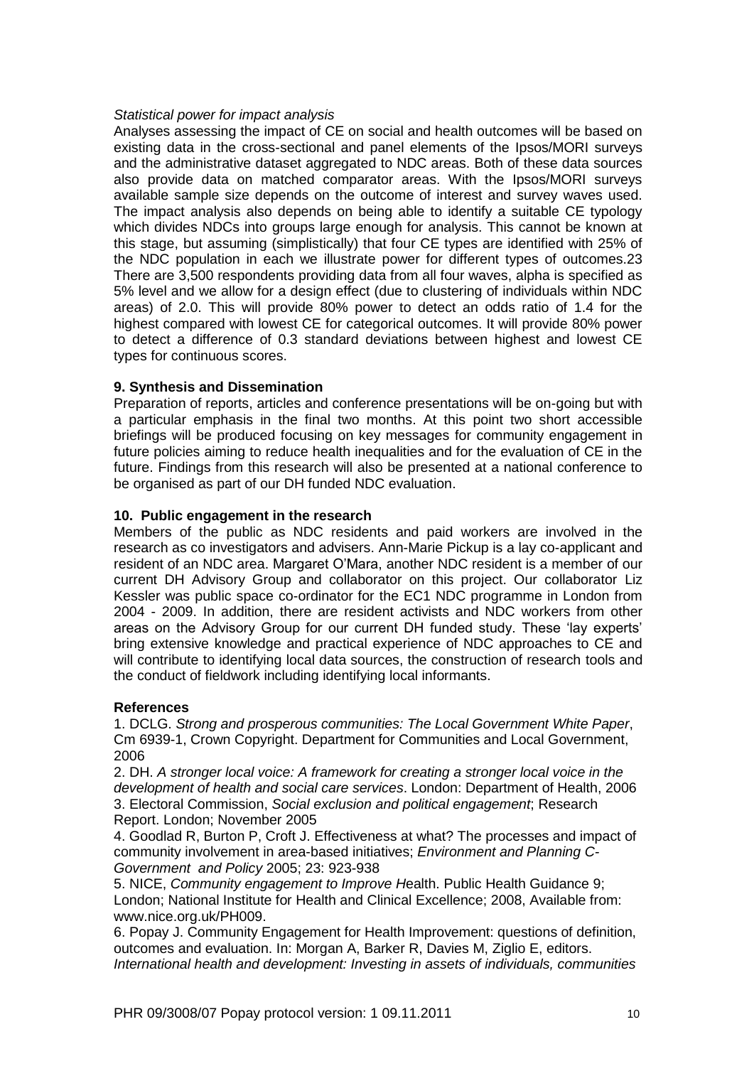*Statistical power for impact analysis*

Analyses assessing the impact of CE on social and health outcomes will be based on existing data in the cross-sectional and panel elements of the Ipsos/MORI surveys and the administrative dataset aggregated to NDC areas. Both of these data sources also provide data on matched comparator areas. With the Ipsos/MORI surveys available sample size depends on the outcome of interest and survey waves used. The impact analysis also depends on being able to identify a suitable CE typology which divides NDCs into groups large enough for analysis. This cannot be known at this stage, but assuming (simplistically) that four CE types are identified with 25% of the NDC population in each we illustrate power for different types of outcomes.23 There are 3,500 respondents providing data from all four waves, alpha is specified as 5% level and we allow for a design effect (due to clustering of individuals within NDC areas) of 2.0. This will provide 80% power to detect an odds ratio of 1.4 for the highest compared with lowest CE for categorical outcomes. It will provide 80% power to detect a difference of 0.3 standard deviations between highest and lowest CE types for continuous scores.

## 9. Synthesis and Dissemination

Preparation of reports, articles and conference presentations will be on-going but with a particular emphasis in the final two months. At this point two short accessible briefings will be produced focusing on key messages for community engagement in future policies aiming to reduce health inequalities and for the evaluation of CE in the future. Findings from this research will also be presented at a national conference to be organised as part of our DH funded NDC evaluation.

## 10. Public engagement in the research

Members of the public as NDC residents and paid workers are involved in the research as co investigators and advisers. Ann-Marie Pickup is a lay co-applicant and resident of an NDC area. Margaret O'Mara, another NDC resident is a member of our current DH Advisory Group and collaborator on this project. Our collaborator Liz Kessler was public space co-ordinator for the EC1 NDC programme in London from 2004 - 2009. In addition, there are resident activists and NDC workers from other areas on the Advisory Group for our current DH funded study. These 'lay experts' bring extensive knowledge and practical experience of NDC approaches to CE and will contribute to identifying local data sources, the construction of research tools and the conduct of fieldwork including identifying local informants.

## References

1. DCLG. *Strong and prosperous communities: The Local Government White Paper*, Cm 6939-1, Crown Copyright. Department for Communities and Local Government, 2006
2. DH. *A stronger local voice: A framework for creating a stronger local voice in the development of health and social care services*. London: Department of Health, 2006
3. Electoral Commission, *Social exclusion and political engagement*; Research Report. London; November 2005
4. Goodlad R, Burton P, Croft J. Effectiveness at what? The processes and impact of community involvement in area-based initiatives; *Environment and Planning C-Government and Policy* 2005; 23: 923-938
5. NICE, *Community engagement to Improve H*ealth. Public Health Guidance 9; London; National Institute for Health and Clinical Excellence; 2008, Available from: www.nice.org.uk/PH009.
6. Popay J. Community Engagement for Health Improvement: questions of definition, outcomes and evaluation. In: Morgan A, Barker R, Davies M, Ziglio E, editors. *International health and development: Investing in assets of individuals, communities*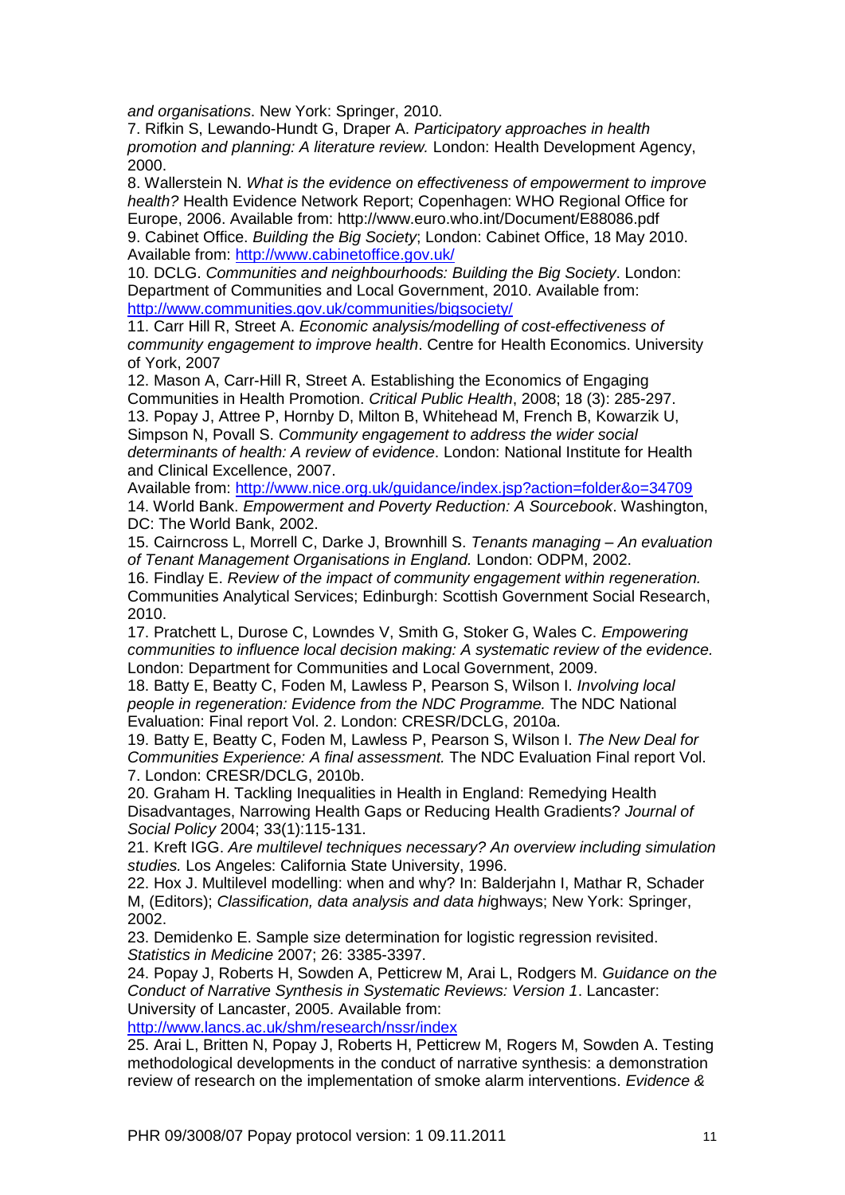*and organisations*. New York: Springer, 2010.

7. Rifkin S, Lewando-Hundt G, Draper A. *Participatory approaches in health promotion and planning: A literature review.* London: Health Development Agency, 2000.

8. Wallerstein N. *What is the evidence on effectiveness of empowerment to improve health?* Health Evidence Network Report; Copenhagen: WHO Regional Office for Europe, 2006. Available from: http://www.euro.who.int/Document/E88086.pdf

9. Cabinet Office. *Building the Big Society*; London: Cabinet Office, 18 May 2010. Available from: http://www.cabinetoffice.gov.uk/

10. DCLG. *Communities and neighbourhoods: Building the Big Society*. London: Department of Communities and Local Government, 2010. Available from: http://www.communities.gov.uk/communities/bigsociety/

11. Carr Hill R, Street A. *Economic analysis/modelling of cost-effectiveness of community engagement to improve health*. Centre for Health Economics. University of York, 2007

12. Mason A, Carr-Hill R, Street A. Establishing the Economics of Engaging Communities in Health Promotion. *Critical Public Health*, 2008; 18 (3): 285-297.

13. Popay J, Attree P, Hornby D, Milton B, Whitehead M, French B, Kowarzik U, Simpson N, Povall S. *Community engagement to address the wider social determinants of health: A review of evidence*. London: National Institute for Health and Clinical Excellence, 2007.
Available from: http://www.nice.org.uk/guidance/index.jsp?action=folder&o=34709

14. World Bank. *Empowerment and Poverty Reduction: A Sourcebook*. Washington, DC: The World Bank, 2002.

15. Cairncross L, Morrell C, Darke J, Brownhill S. *Tenants managing – An evaluation of Tenant Management Organisations in England.* London: ODPM, 2002.

16. Findlay E. *Review of the impact of community engagement within regeneration.* Communities Analytical Services; Edinburgh: Scottish Government Social Research, 2010.

17. Pratchett L, Durose C, Lowndes V, Smith G, Stoker G, Wales C. *Empowering communities to influence local decision making: A systematic review of the evidence.* London: Department for Communities and Local Government, 2009.

18. Batty E, Beatty C, Foden M, Lawless P, Pearson S, Wilson I. *Involving local people in regeneration: Evidence from the NDC Programme.* The NDC National Evaluation: Final report Vol. 2. London: CRESR/DCLG, 2010a.

19. Batty E, Beatty C, Foden M, Lawless P, Pearson S, Wilson I. *The New Deal for Communities Experience: A final assessment.* The NDC Evaluation Final report Vol. 7. London: CRESR/DCLG, 2010b.

20. Graham H. Tackling Inequalities in Health in England: Remedying Health Disadvantages, Narrowing Health Gaps or Reducing Health Gradients? *Journal of Social Policy* 2004; 33(1):115-131.

21. Kreft IGG. *Are multilevel techniques necessary? An overview including simulation studies.* Los Angeles: California State University, 1996.

22. Hox J. Multilevel modelling: when and why? In: Balderjahn I, Mathar R, Schader M, (Editors); *Classification, data analysis and data hi*ghways; New York: Springer, 2002.

23. Demidenko E. Sample size determination for logistic regression revisited. *Statistics in Medicine* 2007; 26: 3385-3397.

24. Popay J, Roberts H, Sowden A, Petticrew M, Arai L, Rodgers M. *Guidance on the Conduct of Narrative Synthesis in Systematic Reviews: Version 1*. Lancaster: University of Lancaster, 2005. Available from: http://www.lancs.ac.uk/shm/research/nssr/index

25. Arai L, Britten N, Popay J, Roberts H, Petticrew M, Rogers M, Sowden A. Testing methodological developments in the conduct of narrative synthesis: a demonstration review of research on the implementation of smoke alarm interventions. *Evidence &*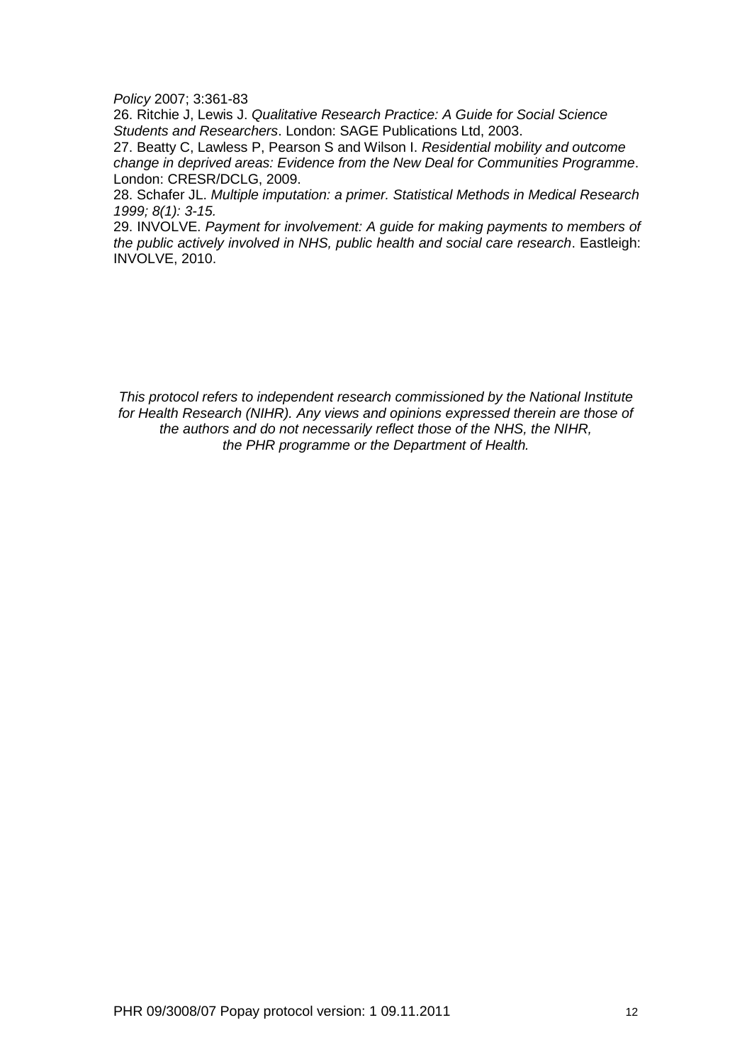*Policy* 2007; 3:361-83

26. Ritchie J, Lewis J. *Qualitative Research Practice: A Guide for Social Science Students and Researchers*. London: SAGE Publications Ltd, 2003.

27. Beatty C, Lawless P, Pearson S and Wilson I. *Residential mobility and outcome change in deprived areas: Evidence from the New Deal for Communities Programme*. London: CRESR/DCLG, 2009.

28. Schafer JL. *Multiple imputation: a primer. Statistical Methods in Medical Research 1999; 8(1): 3-15.*

29. INVOLVE. *Payment for involvement: A guide for making payments to members of the public actively involved in NHS, public health and social care research*. Eastleigh: INVOLVE, 2010.

*This protocol refers to independent research commissioned by the National Institute for Health Research (NIHR). Any views and opinions expressed therein are those of the authors and do not necessarily reflect those of the NHS, the NIHR, the PHR programme or the Department of Health.*